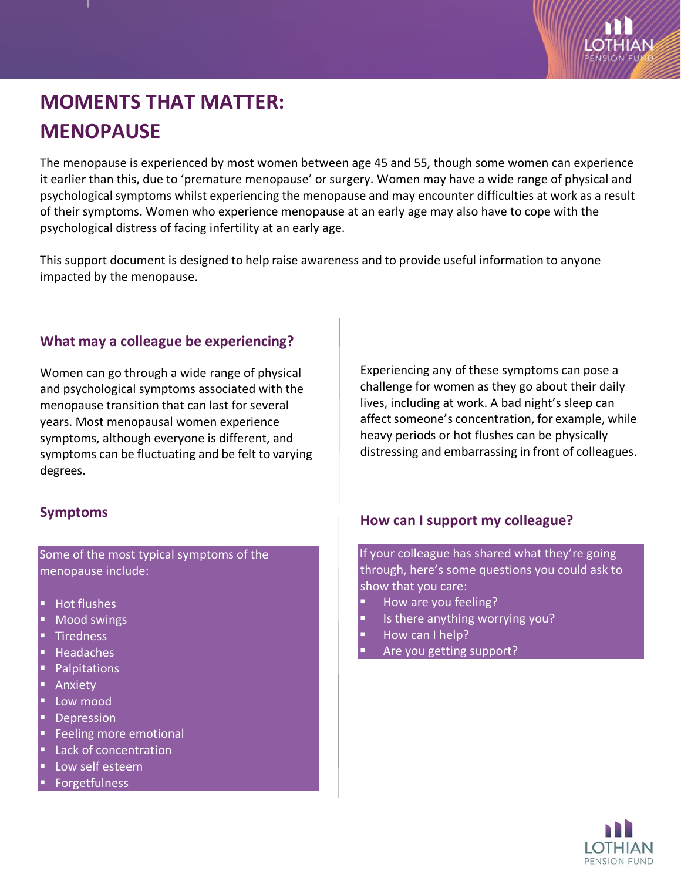# MOMENTS THAT MATTER: MENOPAUSE

The menopause is experienced by most women between age 45 and 55, though some women can experience it earlier than this, due to 'premature menopause' or surgery. Women may have a wide range of physical and psychological symptoms whilst experiencing the menopause and may encounter difficulties at work as a result of their symptoms. Women who experience menopause at an early age may also have to cope with the psychological distress of facing infertility at an early age.

This support document is designed to help raise awareness and to provide useful information to anyone impacted by the menopause.

---

## What may a colleague be experiencing?

Women can go through a wide range of physical and psychological symptoms associated with the menopause transition that can last for several years. Most menopausal women experience symptoms, although everyone is different, and symptoms can be fluctuating and be felt to varying degrees.

Experiencing any of these symptoms can pose a challenge for women as they go about their daily lives, including at work. A bad night's sleep can affect someone's concentration, for example, while heavy periods or hot flushes can be physically distressing and embarrassing in front of colleagues.

## Symptoms

Some of the most typical symptoms of the menopause include:

- Hot flushes
- Mood swings
- Tiredness
- Headaches
- Palpitations
- Anxiety
- Low mood
- Depression
- Feeling more emotional
- Lack of concentration
- Low self esteem
- Forgetfulness

## How can I support my colleague?

If your colleague has shared what they're going through, here's some questions you could ask to show that you care:

- How are you feeling?
- Is there anything worrying you?
- How can I help?
- Are you getting support?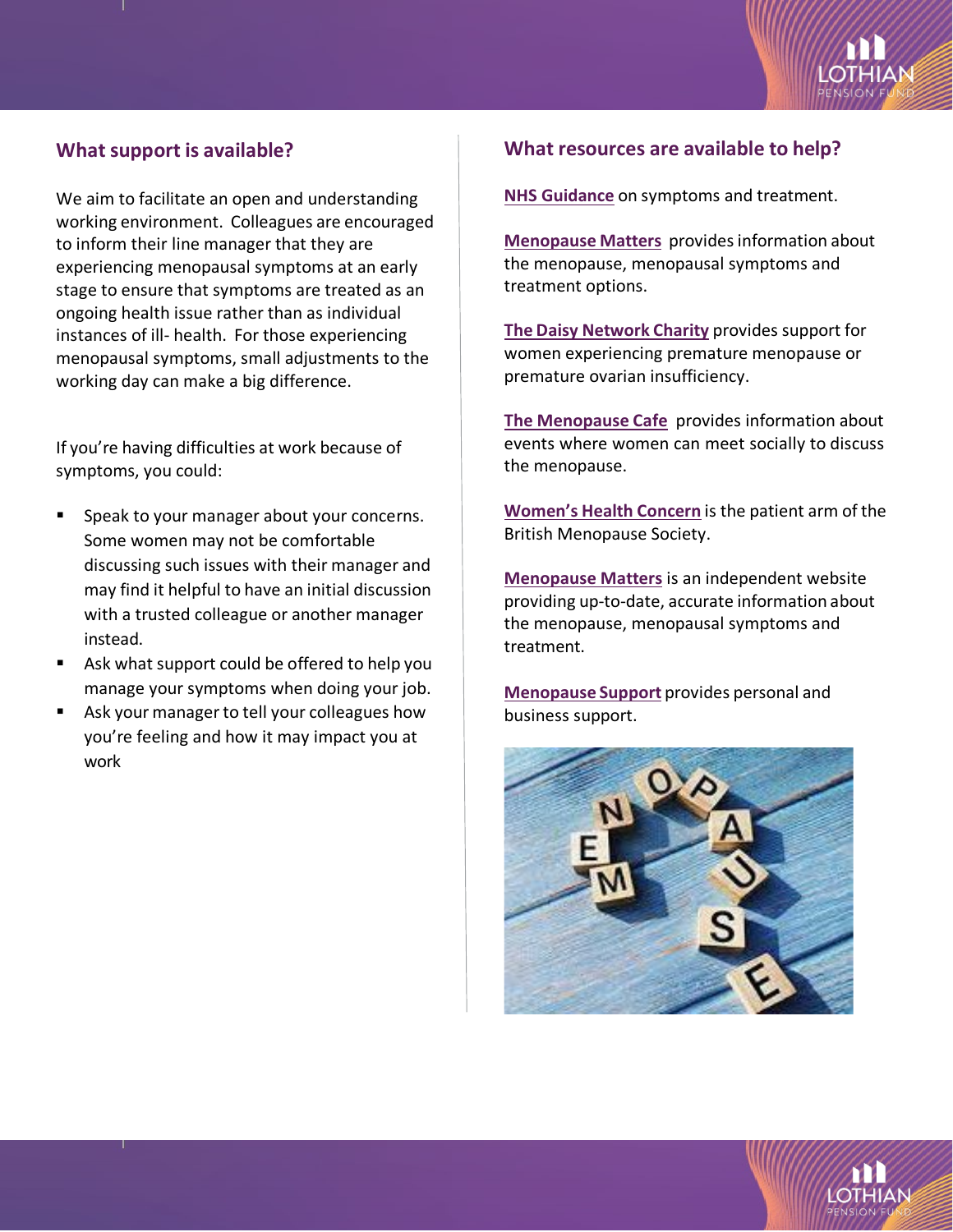## What support is available?

We aim to facilitate an open and understanding working environment. Colleagues are encouraged to inform their line manager that they are experiencing menopausal symptoms at an early stage to ensure that symptoms are treated as an ongoing health issue rather than as individual instances of ill- health. For those experiencing menopausal symptoms, small adjustments to the working day can make a big difference.

If you're having difficulties at work because of symptoms, you could:

- Speak to your manager about your concerns. Some women may not be comfortable discussing such issues with their manager and may find it helpful to have an initial discussion with a trusted colleague or another manager instead.
- Ask what support could be offered to help you manage your symptoms when doing your job.
- Ask your manager to tell your colleagues how you're feeling and how it may impact you at work

## What resources are available to help?

**NHS Guidance** on symptoms and treatment.

**Menopause Matters** provides information about the menopause, menopausal symptoms and treatment options.

**The Daisy Network Charity** provides support for women experiencing premature menopause or premature ovarian insufficiency.

**The Menopause Cafe** provides information about events where women can meet socially to discuss the menopause.

**Women's Health Concern** is the patient arm of the British Menopause Society.

**Menopause Matters** is an independent website providing up-to-date, accurate information about the menopause, menopausal symptoms and treatment.

**Menopause Support** provides personal and business support.